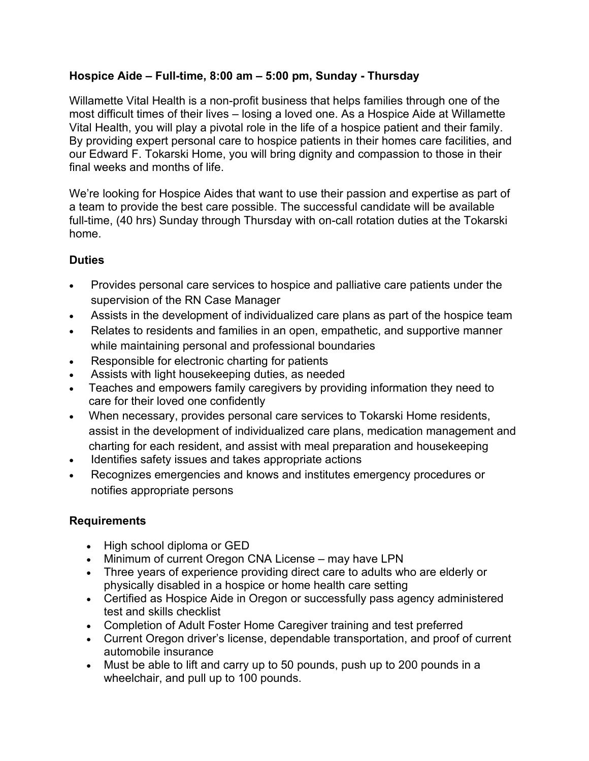**Hospice Aide – Full-time, 8:00 am – 5:00 pm, Sunday - Thursday**

Willamette Vital Health is a non-profit business that helps families through one of the most difficult times of their lives – losing a loved one. As a Hospice Aide at Willamette Vital Health, you will play a pivotal role in the life of a hospice patient and their family. By providing expert personal care to hospice patients in their homes care facilities, and our Edward F. Tokarski Home, you will bring dignity and compassion to those in their final weeks and months of life.

We're looking for Hospice Aides that want to use their passion and expertise as part of a team to provide the best care possible. The successful candidate will be available full-time, (40 hrs) Sunday through Thursday with on-call rotation duties at the Tokarski home.

**Duties**

- Provides personal care services to hospice and palliative care patients under the supervision of the RN Case Manager
- Assists in the development of individualized care plans as part of the hospice team
- Relates to residents and families in an open, empathetic, and supportive manner while maintaining personal and professional boundaries
- Responsible for electronic charting for patients
- Assists with light housekeeping duties, as needed
- Teaches and empowers family caregivers by providing information they need to care for their loved one confidently
- When necessary, provides personal care services to Tokarski Home residents, assist in the development of individualized care plans, medication management and charting for each resident, and assist with meal preparation and housekeeping
- Identifies safety issues and takes appropriate actions
- Recognizes emergencies and knows and institutes emergency procedures or notifies appropriate persons

**Requirements**

- High school diploma or GED
- Minimum of current Oregon CNA License – may have LPN
- Three years of experience providing direct care to adults who are elderly or physically disabled in a hospice or home health care setting
- Certified as Hospice Aide in Oregon or successfully pass agency administered test and skills checklist
- Completion of Adult Foster Home Caregiver training and test preferred
- Current Oregon driver's license, dependable transportation, and proof of current automobile insurance
- Must be able to lift and carry up to 50 pounds, push up to 200 pounds in a wheelchair, and pull up to 100 pounds.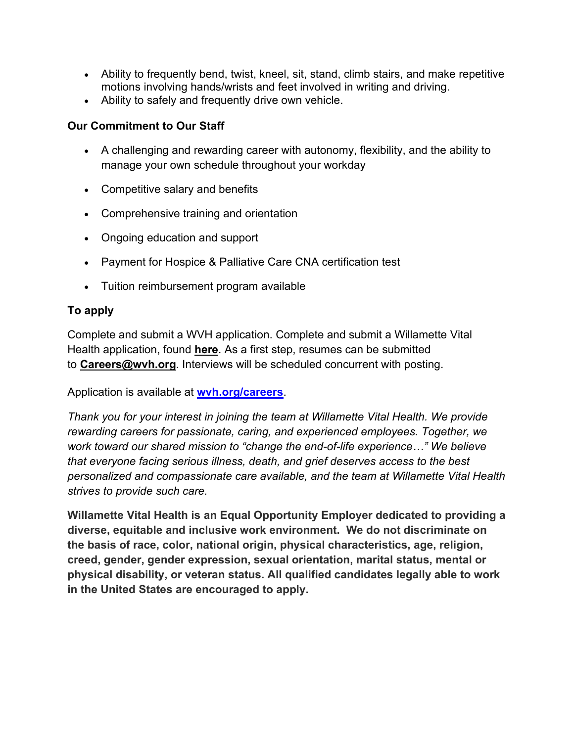- Ability to frequently bend, twist, kneel, sit, stand, climb stairs, and make repetitive motions involving hands/wrists and feet involved in writing and driving.
- Ability to safely and frequently drive own vehicle.

**Our Commitment to Our Staff**

- A challenging and rewarding career with autonomy, flexibility, and the ability to manage your own schedule throughout your workday
- Competitive salary and benefits
- Comprehensive training and orientation
- Ongoing education and support
- Payment for Hospice & Palliative Care CNA certification test
- Tuition reimbursement program available

**To apply**

Complete and submit a WVH application. Complete and submit a Willamette Vital Health application, found **here**. As a first step, resumes can be submitted to **Careers@wvh.org**. Interviews will be scheduled concurrent with posting.

Application is available at **wvh.org/careers**.

*Thank you for your interest in joining the team at Willamette Vital Health. We provide rewarding careers for passionate, caring, and experienced employees. Together, we work toward our shared mission to "change the end-of-life experience…" We believe that everyone facing serious illness, death, and grief deserves access to the best personalized and compassionate care available, and the team at Willamette Vital Health strives to provide such care.*

**Willamette Vital Health is an Equal Opportunity Employer dedicated to providing a diverse, equitable and inclusive work environment. We do not discriminate on the basis of race, color, national origin, physical characteristics, age, religion, creed, gender, gender expression, sexual orientation, marital status, mental or physical disability, or veteran status. All qualified candidates legally able to work in the United States are encouraged to apply.**